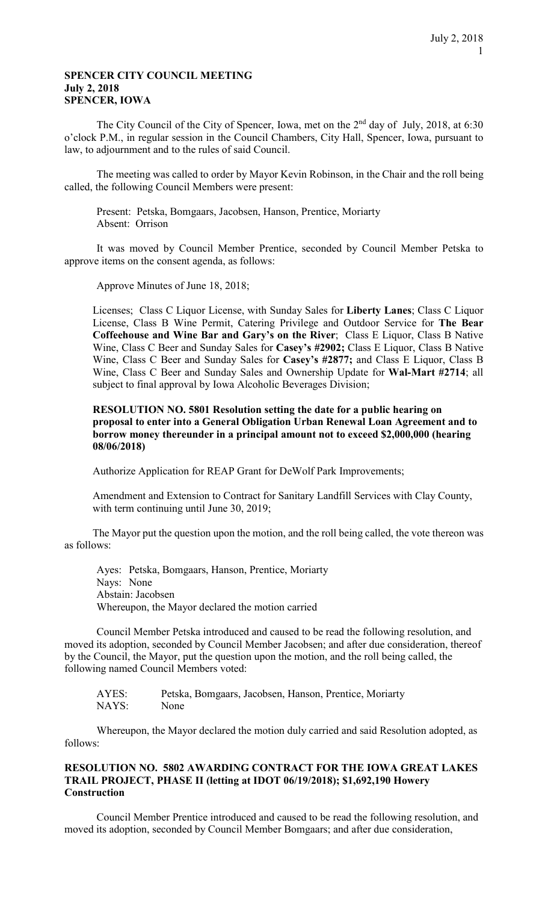**SPENCER CITY COUNCIL MEETING**
**July 2, 2018**
**SPENCER, IOWA**

The City Council of the City of Spencer, Iowa, met on the 2nd day of July, 2018, at 6:30 o'clock P.M., in regular session in the Council Chambers, City Hall, Spencer, Iowa, pursuant to law, to adjournment and to the rules of said Council.

The meeting was called to order by Mayor Kevin Robinson, in the Chair and the roll being called, the following Council Members were present:

Present: Petska, Bomgaars, Jacobsen, Hanson, Prentice, Moriarty
Absent: Orrison

It was moved by Council Member Prentice, seconded by Council Member Petska to approve items on the consent agenda, as follows:

Approve Minutes of June 18, 2018;

Licenses; Class C Liquor License, with Sunday Sales for **Liberty Lanes**; Class C Liquor License, Class B Wine Permit, Catering Privilege and Outdoor Service for **The Bear Coffeehouse and Wine Bar and Gary's on the River**; Class E Liquor, Class B Native Wine, Class C Beer and Sunday Sales for **Casey's #2902;** Class E Liquor, Class B Native Wine, Class C Beer and Sunday Sales for **Casey's #2877;** and Class E Liquor, Class B Wine, Class C Beer and Sunday Sales and Ownership Update for **Wal-Mart #2714**; all subject to final approval by Iowa Alcoholic Beverages Division;

**RESOLUTION NO. 5801 Resolution setting the date for a public hearing on proposal to enter into a General Obligation Urban Renewal Loan Agreement and to borrow money thereunder in a principal amount not to exceed $2,000,000 (hearing 08/06/2018)**

Authorize Application for REAP Grant for DeWolf Park Improvements;

Amendment and Extension to Contract for Sanitary Landfill Services with Clay County, with term continuing until June 30, 2019;

The Mayor put the question upon the motion, and the roll being called, the vote thereon was as follows:

Ayes: Petska, Bomgaars, Hanson, Prentice, Moriarty
Nays: None
Abstain: Jacobsen
Whereupon, the Mayor declared the motion carried

Council Member Petska introduced and caused to be read the following resolution, and moved its adoption, seconded by Council Member Jacobsen; and after due consideration, thereof by the Council, the Mayor, put the question upon the motion, and the roll being called, the following named Council Members voted:

AYES: Petska, Bomgaars, Jacobsen, Hanson, Prentice, Moriarty
NAYS: None

Whereupon, the Mayor declared the motion duly carried and said Resolution adopted, as follows:

**RESOLUTION NO. 5802 AWARDING CONTRACT FOR THE IOWA GREAT LAKES TRAIL PROJECT, PHASE II (letting at IDOT 06/19/2018); $1,692,190 Howery Construction**

Council Member Prentice introduced and caused to be read the following resolution, and moved its adoption, seconded by Council Member Bomgaars; and after due consideration,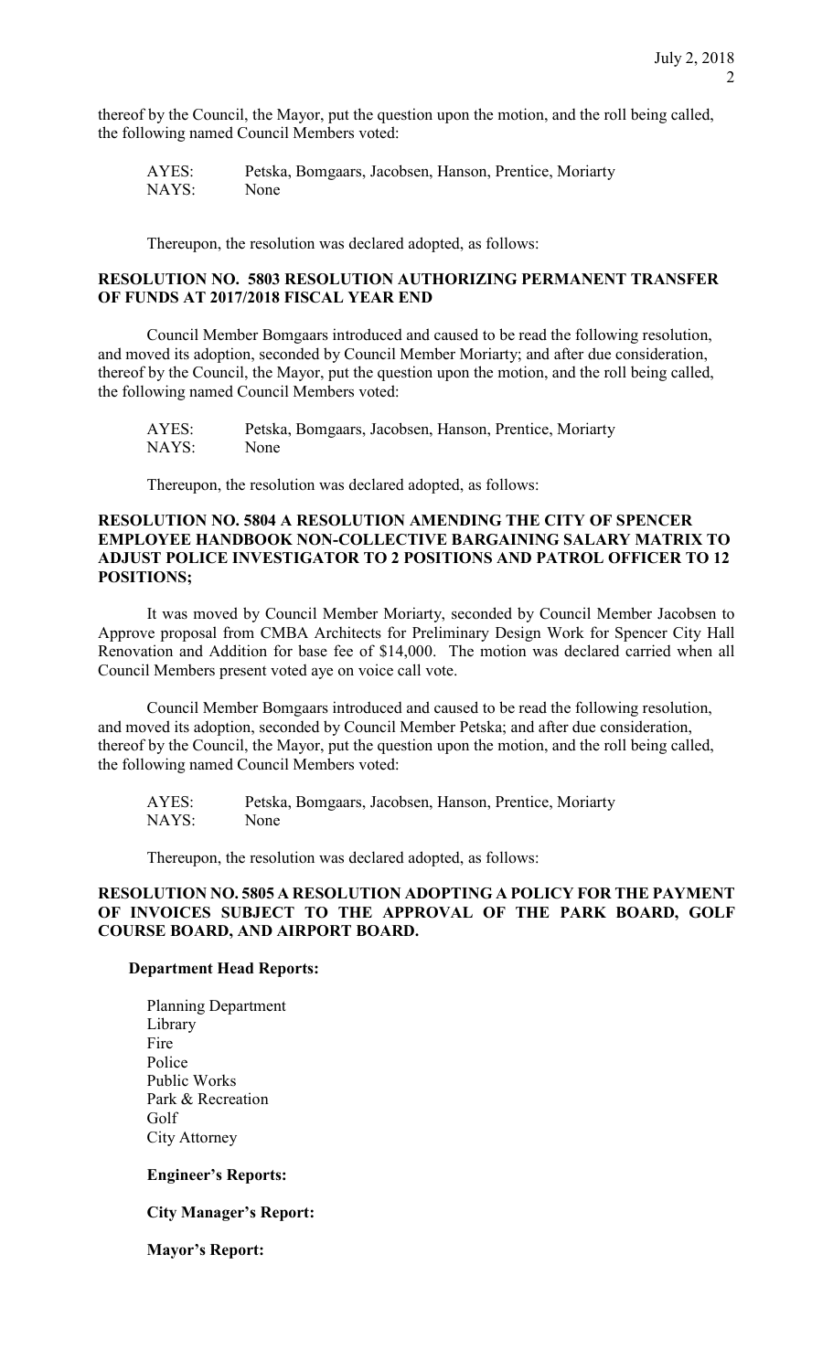thereof by the Council, the Mayor, put the question upon the motion, and the roll being called, the following named Council Members voted:

AYES: Petska, Bomgaars, Jacobsen, Hanson, Prentice, Moriarty
NAYS: None

Thereupon, the resolution was declared adopted, as follows:

**RESOLUTION NO. 5803 RESOLUTION AUTHORIZING PERMANENT TRANSFER OF FUNDS AT 2017/2018 FISCAL YEAR END**

Council Member Bomgaars introduced and caused to be read the following resolution, and moved its adoption, seconded by Council Member Moriarty; and after due consideration, thereof by the Council, the Mayor, put the question upon the motion, and the roll being called, the following named Council Members voted:

AYES: Petska, Bomgaars, Jacobsen, Hanson, Prentice, Moriarty
NAYS: None

Thereupon, the resolution was declared adopted, as follows:

**RESOLUTION NO. 5804 A RESOLUTION AMENDING THE CITY OF SPENCER EMPLOYEE HANDBOOK NON-COLLECTIVE BARGAINING SALARY MATRIX TO ADJUST POLICE INVESTIGATOR TO 2 POSITIONS AND PATROL OFFICER TO 12 POSITIONS;**

It was moved by Council Member Moriarty, seconded by Council Member Jacobsen to Approve proposal from CMBA Architects for Preliminary Design Work for Spencer City Hall Renovation and Addition for base fee of $14,000. The motion was declared carried when all Council Members present voted aye on voice call vote.

Council Member Bomgaars introduced and caused to be read the following resolution, and moved its adoption, seconded by Council Member Petska; and after due consideration, thereof by the Council, the Mayor, put the question upon the motion, and the roll being called, the following named Council Members voted:

AYES: Petska, Bomgaars, Jacobsen, Hanson, Prentice, Moriarty
NAYS: None

Thereupon, the resolution was declared adopted, as follows:

**RESOLUTION NO. 5805 A RESOLUTION ADOPTING A POLICY FOR THE PAYMENT OF INVOICES SUBJECT TO THE APPROVAL OF THE PARK BOARD, GOLF COURSE BOARD, AND AIRPORT BOARD.**

**Department Head Reports:**

Planning Department
Library
Fire
Police
Public Works
Park & Recreation
Golf
City Attorney

**Engineer's Reports:**

**City Manager's Report:**

**Mayor's Report:**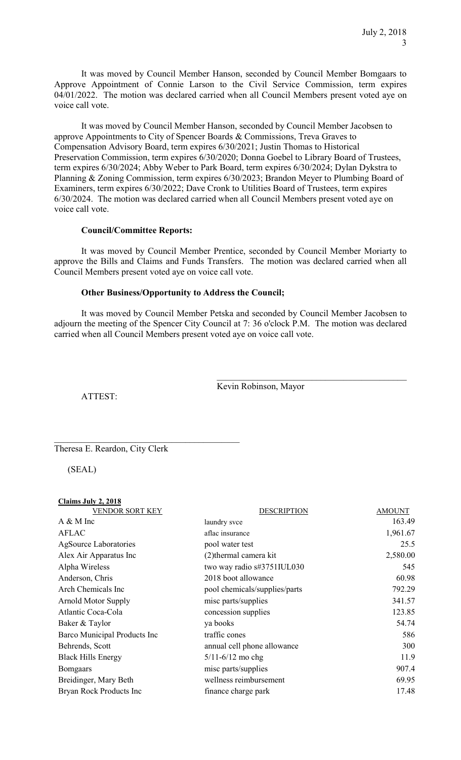It was moved by Council Member Hanson, seconded by Council Member Bomgaars to Approve Appointment of Connie Larson to the Civil Service Commission, term expires 04/01/2022. The motion was declared carried when all Council Members present voted aye on voice call vote.

It was moved by Council Member Hanson, seconded by Council Member Jacobsen to approve Appointments to City of Spencer Boards & Commissions, Treva Graves to Compensation Advisory Board, term expires 6/30/2021; Justin Thomas to Historical Preservation Commission, term expires 6/30/2020; Donna Goebel to Library Board of Trustees, term expires 6/30/2024; Abby Weber to Park Board, term expires 6/30/2024; Dylan Dykstra to Planning & Zoning Commission, term expires 6/30/2023; Brandon Meyer to Plumbing Board of Examiners, term expires 6/30/2022; Dave Cronk to Utilities Board of Trustees, term expires 6/30/2024. The motion was declared carried when all Council Members present voted aye on voice call vote.

**Council/Committee Reports:**

It was moved by Council Member Prentice, seconded by Council Member Moriarty to approve the Bills and Claims and Funds Transfers. The motion was declared carried when all Council Members present voted aye on voice call vote.

**Other Business/Opportunity to Address the Council;**

It was moved by Council Member Petska and seconded by Council Member Jacobsen to adjourn the meeting of the Spencer City Council at 7: 36 o'clock P.M. The motion was declared carried when all Council Members present voted aye on voice call vote.

\_\_\_\_\_\_\_\_\_\_\_\_\_\_\_\_\_\_\_\_\_\_\_\_\_\_\_\_\_\_\_\_\_\_\_\_\_\_\_\_\_\_

Kevin Robinson, Mayor

ATTEST:

\_\_\_\_\_\_\_\_\_\_\_\_\_\_\_\_\_\_\_\_\_\_\_\_\_\_\_\_\_\_\_\_\_\_\_\_\_\_\_\_\_\_

Theresa E. Reardon, City Clerk

(SEAL)

**Claims July 2, 2018**

| VENDOR SORT KEY | DESCRIPTION | AMOUNT |
|---|---|---|
| A & M Inc | laundry svce | 163.49 |
| AFLAC | aflac insurance | 1,961.67 |
| AgSource Laboratories | pool water test | 25.5 |
| Alex Air Apparatus Inc | (2)thermal camera kit | 2,580.00 |
| Alpha Wireless | two way radio s#3751IUL030 | 545 |
| Anderson, Chris | 2018 boot allowance | 60.98 |
| Arch Chemicals Inc | pool chemicals/supplies/parts | 792.29 |
| Arnold Motor Supply | misc parts/supplies | 341.57 |
| Atlantic Coca-Cola | concession supplies | 123.85 |
| Baker & Taylor | ya books | 54.74 |
| Barco Municipal Products Inc | traffic cones | 586 |
| Behrends, Scott | annual cell phone allowance | 300 |
| Black Hills Energy | 5/11-6/12 mo chg | 11.9 |
| Bomgaars | misc parts/supplies | 907.4 |
| Breidinger, Mary Beth | wellness reimbursement | 69.95 |
| Bryan Rock Products Inc | finance charge park | 17.48 |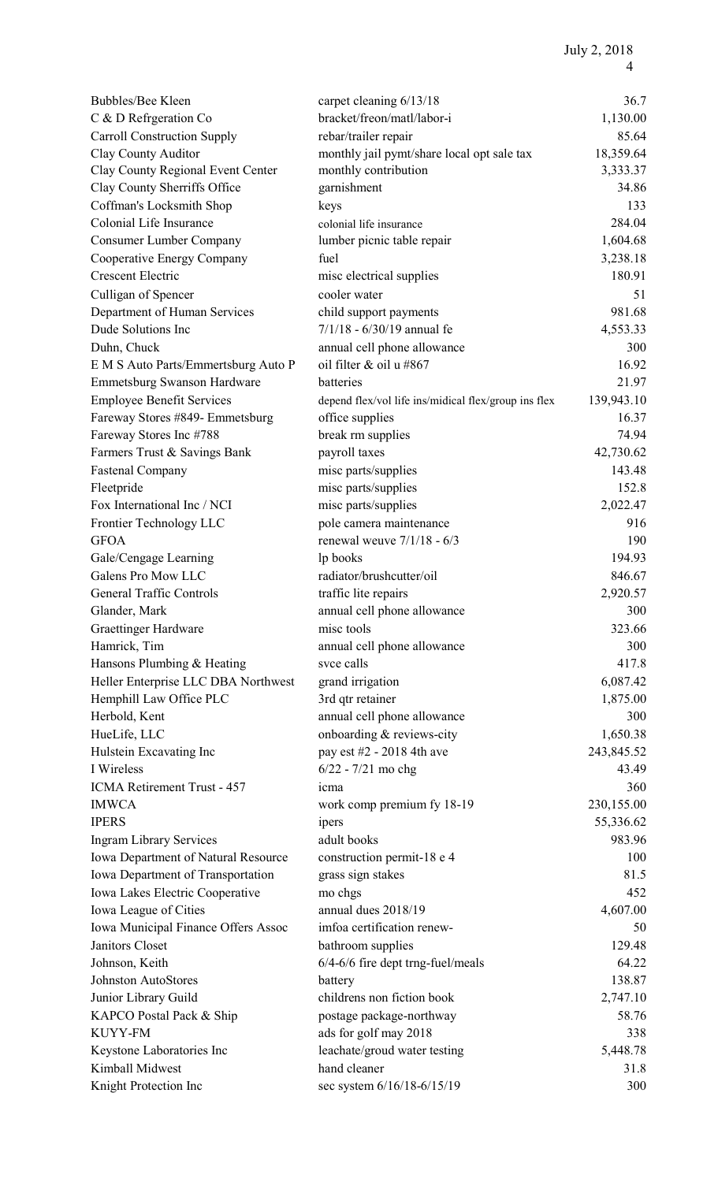| | | |
|---|---|---|
| Bubbles/Bee Kleen | carpet cleaning 6/13/18 | 36.7 |
| C & D Refrgeration Co | bracket/freon/matl/labor-i | 1,130.00 |
| Carroll Construction Supply | rebar/trailer repair | 85.64 |
| Clay County Auditor | monthly jail pymt/share local opt sale tax | 18,359.64 |
| Clay County Regional Event Center | monthly contribution | 3,333.37 |
| Clay County Sherriffs Office | garnishment | 34.86 |
| Coffman's Locksmith Shop | keys | 133 |
| Colonial Life Insurance | colonial life insurance | 284.04 |
| Consumer Lumber Company | lumber picnic table repair | 1,604.68 |
| Cooperative Energy Company | fuel | 3,238.18 |
| Crescent Electric | misc electrical supplies | 180.91 |
| Culligan of Spencer | cooler water | 51 |
| Department of Human Services | child support payments | 981.68 |
| Dude Solutions Inc | 7/1/18 - 6/30/19 annual fe | 4,553.33 |
| Duhn, Chuck | annual cell phone allowance | 300 |
| E M S Auto Parts/Emmertsburg Auto P | oil filter & oil u #867 | 16.92 |
| Emmetsburg Swanson Hardware | batteries | 21.97 |
| Employee Benefit Services | depend flex/vol life ins/midical flex/group ins flex | 139,943.10 |
| Fareway Stores #849- Emmetsburg | office supplies | 16.37 |
| Fareway Stores Inc #788 | break rm supplies | 74.94 |
| Farmers Trust & Savings Bank | payroll taxes | 42,730.62 |
| Fastenal Company | misc parts/supplies | 143.48 |
| Fleetpride | misc parts/supplies | 152.8 |
| Fox International Inc / NCI | misc parts/supplies | 2,022.47 |
| Frontier Technology LLC | pole camera maintenance | 916 |
| GFOA | renewal weuve 7/1/18 - 6/3 | 190 |
| Gale/Cengage Learning | lp books | 194.93 |
| Galens Pro Mow LLC | radiator/brushcutter/oil | 846.67 |
| General Traffic Controls | traffic lite repairs | 2,920.57 |
| Glander, Mark | annual cell phone allowance | 300 |
| Graettinger Hardware | misc tools | 323.66 |
| Hamrick, Tim | annual cell phone allowance | 300 |
| Hansons Plumbing & Heating | svce calls | 417.8 |
| Heller Enterprise LLC DBA Northwest | grand irrigation | 6,087.42 |
| Hemphill Law Office PLC | 3rd qtr retainer | 1,875.00 |
| Herbold, Kent | annual cell phone allowance | 300 |
| HueLife, LLC | onboarding & reviews-city | 1,650.38 |
| Hulstein Excavating Inc | pay est #2 - 2018 4th ave | 243,845.52 |
| I Wireless | 6/22 - 7/21 mo chg | 43.49 |
| ICMA Retirement Trust - 457 | icma | 360 |
| IMWCA | work comp premium fy 18-19 | 230,155.00 |
| IPERS | ipers | 55,336.62 |
| Ingram Library Services | adult books | 983.96 |
| Iowa Department of Natural Resource | construction permit-18 e 4 | 100 |
| Iowa Department of Transportation | grass sign stakes | 81.5 |
| Iowa Lakes Electric Cooperative | mo chgs | 452 |
| Iowa League of Cities | annual dues 2018/19 | 4,607.00 |
| Iowa Municipal Finance Offers Assoc | imfoa certification renew- | 50 |
| Janitors Closet | bathroom supplies | 129.48 |
| Johnson, Keith | 6/4-6/6 fire dept trng-fuel/meals | 64.22 |
| Johnston AutoStores | battery | 138.87 |
| Junior Library Guild | childrens non fiction book | 2,747.10 |
| KAPCO Postal Pack & Ship | postage package-northway | 58.76 |
| KUYY-FM | ads for golf may 2018 | 338 |
| Keystone Laboratories Inc | leachate/groud water testing | 5,448.78 |
| Kimball Midwest | hand cleaner | 31.8 |
| Knight Protection Inc | sec system 6/16/18-6/15/19 | 300 |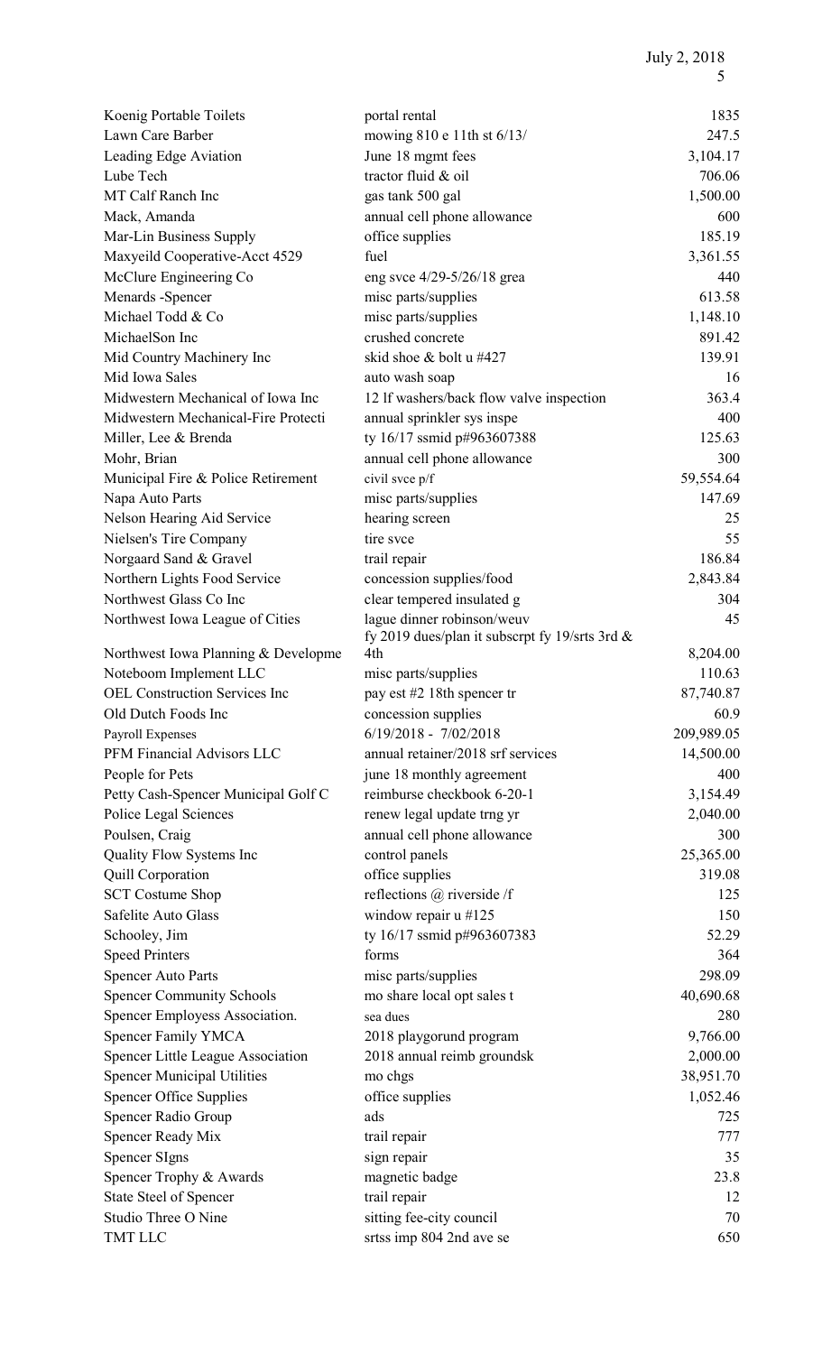| | | |
|---|---|---|
| Koenig Portable Toilets | portal rental | 1835 |
| Lawn Care Barber | mowing 810 e 11th st 6/13/ | 247.5 |
| Leading Edge Aviation | June 18 mgmt fees | 3,104.17 |
| Lube Tech | tractor fluid & oil | 706.06 |
| MT Calf Ranch Inc | gas tank 500 gal | 1,500.00 |
| Mack, Amanda | annual cell phone allowance | 600 |
| Mar-Lin Business Supply | office supplies | 185.19 |
| Maxyeild Cooperative-Acct 4529 | fuel | 3,361.55 |
| McClure Engineering Co | eng svce 4/29-5/26/18 grea | 440 |
| Menards -Spencer | misc parts/supplies | 613.58 |
| Michael Todd & Co | misc parts/supplies | 1,148.10 |
| MichaelSon Inc | crushed concrete | 891.42 |
| Mid Country Machinery Inc | skid shoe & bolt u #427 | 139.91 |
| Mid Iowa Sales | auto wash soap | 16 |
| Midwestern Mechanical of Iowa Inc | 12 lf washers/back flow valve inspection | 363.4 |
| Midwestern Mechanical-Fire Protecti | annual sprinkler sys inspe | 400 |
| Miller, Lee & Brenda | ty 16/17 ssmid p#963607388 | 125.63 |
| Mohr, Brian | annual cell phone allowance | 300 |
| Municipal Fire & Police Retirement | civil svce p/f | 59,554.64 |
| Napa Auto Parts | misc parts/supplies | 147.69 |
| Nelson Hearing Aid Service | hearing screen | 25 |
| Nielsen's Tire Company | tire svce | 55 |
| Norgaard Sand & Gravel | trail repair | 186.84 |
| Northern Lights Food Service | concession supplies/food | 2,843.84 |
| Northwest Glass Co Inc | clear tempered insulated g | 304 |
| Northwest Iowa League of Cities | lague dinner robinson/weuv | 45 |
| Northwest Iowa Planning & Developme | fy 2019 dues/plan it subscrpt fy 19/srts 3rd & 4th | 8,204.00 |
| Noteboom Implement LLC | misc parts/supplies | 110.63 |
| OEL Construction Services Inc | pay est #2 18th spencer tr | 87,740.87 |
| Old Dutch Foods Inc | concession supplies | 60.9 |
| Payroll Expenses | 6/19/2018 - 7/02/2018 | 209,989.05 |
| PFM Financial Advisors LLC | annual retainer/2018 srf services | 14,500.00 |
| People for Pets | june 18 monthly agreement | 400 |
| Petty Cash-Spencer Municipal Golf C | reimburse checkbook 6-20-1 | 3,154.49 |
| Police Legal Sciences | renew legal update trng yr | 2,040.00 |
| Poulsen, Craig | annual cell phone allowance | 300 |
| Quality Flow Systems Inc | control panels | 25,365.00 |
| Quill Corporation | office supplies | 319.08 |
| SCT Costume Shop | reflections @ riverside /f | 125 |
| Safelite Auto Glass | window repair u #125 | 150 |
| Schooley, Jim | ty 16/17 ssmid p#963607383 | 52.29 |
| Speed Printers | forms | 364 |
| Spencer Auto Parts | misc parts/supplies | 298.09 |
| Spencer Community Schools | mo share local opt sales t | 40,690.68 |
| Spencer Employess Association. | sea dues | 280 |
| Spencer Family YMCA | 2018 playgorund program | 9,766.00 |
| Spencer Little League Association | 2018 annual reimb groundsk | 2,000.00 |
| Spencer Municipal Utilities | mo chgs | 38,951.70 |
| Spencer Office Supplies | office supplies | 1,052.46 |
| Spencer Radio Group | ads | 725 |
| Spencer Ready Mix | trail repair | 777 |
| Spencer SIgns | sign repair | 35 |
| Spencer Trophy & Awards | magnetic badge | 23.8 |
| State Steel of Spencer | trail repair | 12 |
| Studio Three O Nine | sitting fee-city council | 70 |
| TMT LLC | srtss imp 804 2nd ave se | 650 |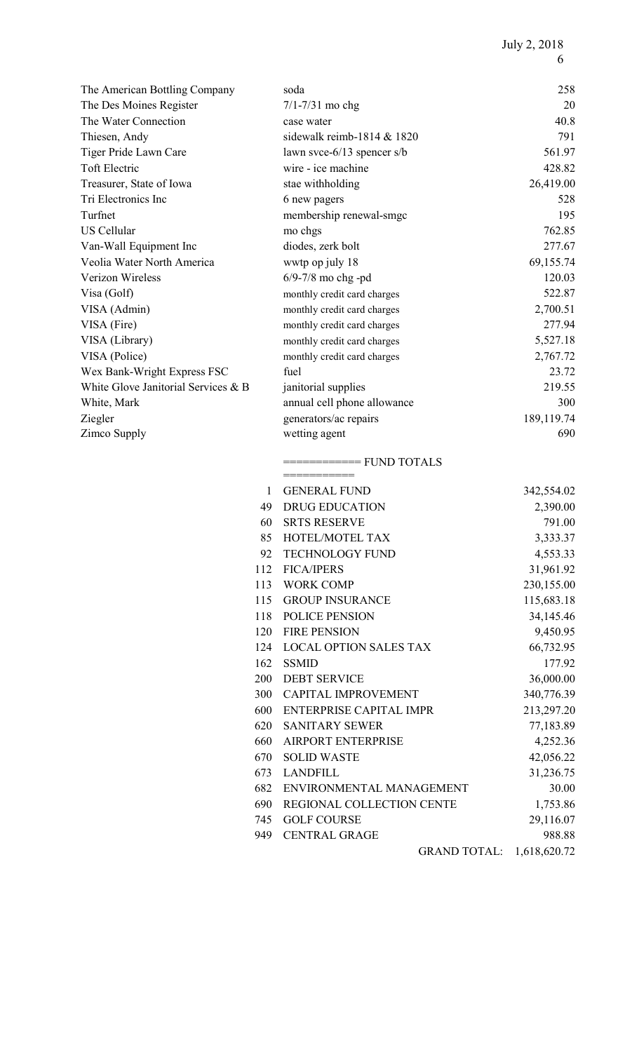| | | |
|---|---|---|
| The American Bottling Company | soda | 258 |
| The Des Moines Register | 7/1-7/31 mo chg | 20 |
| The Water Connection | case water | 40.8 |
| Thiesen, Andy | sidewalk reimb-1814 & 1820 | 791 |
| Tiger Pride Lawn Care | lawn svce-6/13 spencer s/b | 561.97 |
| Toft Electric | wire - ice machine | 428.82 |
| Treasurer, State of Iowa | stae withholding | 26,419.00 |
| Tri Electronics Inc | 6 new pagers | 528 |
| Turfnet | membership renewal-smgc | 195 |
| US Cellular | mo chgs | 762.85 |
| Van-Wall Equipment Inc | diodes, zerk bolt | 277.67 |
| Veolia Water North America | wwtp op july 18 | 69,155.74 |
| Verizon Wireless | 6/9-7/8 mo chg -pd | 120.03 |
| Visa (Golf) | monthly credit card charges | 522.87 |
| VISA (Admin) | monthly credit card charges | 2,700.51 |
| VISA (Fire) | monthly credit card charges | 277.94 |
| VISA (Library) | monthly credit card charges | 5,527.18 |
| VISA (Police) | monthly credit card charges | 2,767.72 |
| Wex Bank-Wright Express FSC | fuel | 23.72 |
| White Glove Janitorial Services & B | janitorial supplies | 219.55 |
| White, Mark | annual cell phone allowance | 300 |
| Ziegler | generators/ac repairs | 189,119.74 |
| Zimco Supply | wetting agent | 690 |

=========== FUND TOTALS ==========

| | | |
|---|---|---|
| 1 | GENERAL FUND | 342,554.02 |
| 49 | DRUG EDUCATION | 2,390.00 |
| 60 | SRTS RESERVE | 791.00 |
| 85 | HOTEL/MOTEL TAX | 3,333.37 |
| 92 | TECHNOLOGY FUND | 4,553.33 |
| 112 | FICA/IPERS | 31,961.92 |
| 113 | WORK COMP | 230,155.00 |
| 115 | GROUP INSURANCE | 115,683.18 |
| 118 | POLICE PENSION | 34,145.46 |
| 120 | FIRE PENSION | 9,450.95 |
| 124 | LOCAL OPTION SALES TAX | 66,732.95 |
| 162 | SSMID | 177.92 |
| 200 | DEBT SERVICE | 36,000.00 |
| 300 | CAPITAL IMPROVEMENT | 340,776.39 |
| 600 | ENTERPRISE CAPITAL IMPR | 213,297.20 |
| 620 | SANITARY SEWER | 77,183.89 |
| 660 | AIRPORT ENTERPRISE | 4,252.36 |
| 670 | SOLID WASTE | 42,056.22 |
| 673 | LANDFILL | 31,236.75 |
| 682 | ENVIRONMENTAL MANAGEMENT | 30.00 |
| 690 | REGIONAL COLLECTION CENTE | 1,753.86 |
| 745 | GOLF COURSE | 29,116.07 |
| 949 | CENTRAL GRAGE | 988.88 |
| | GRAND TOTAL: | 1,618,620.72 |